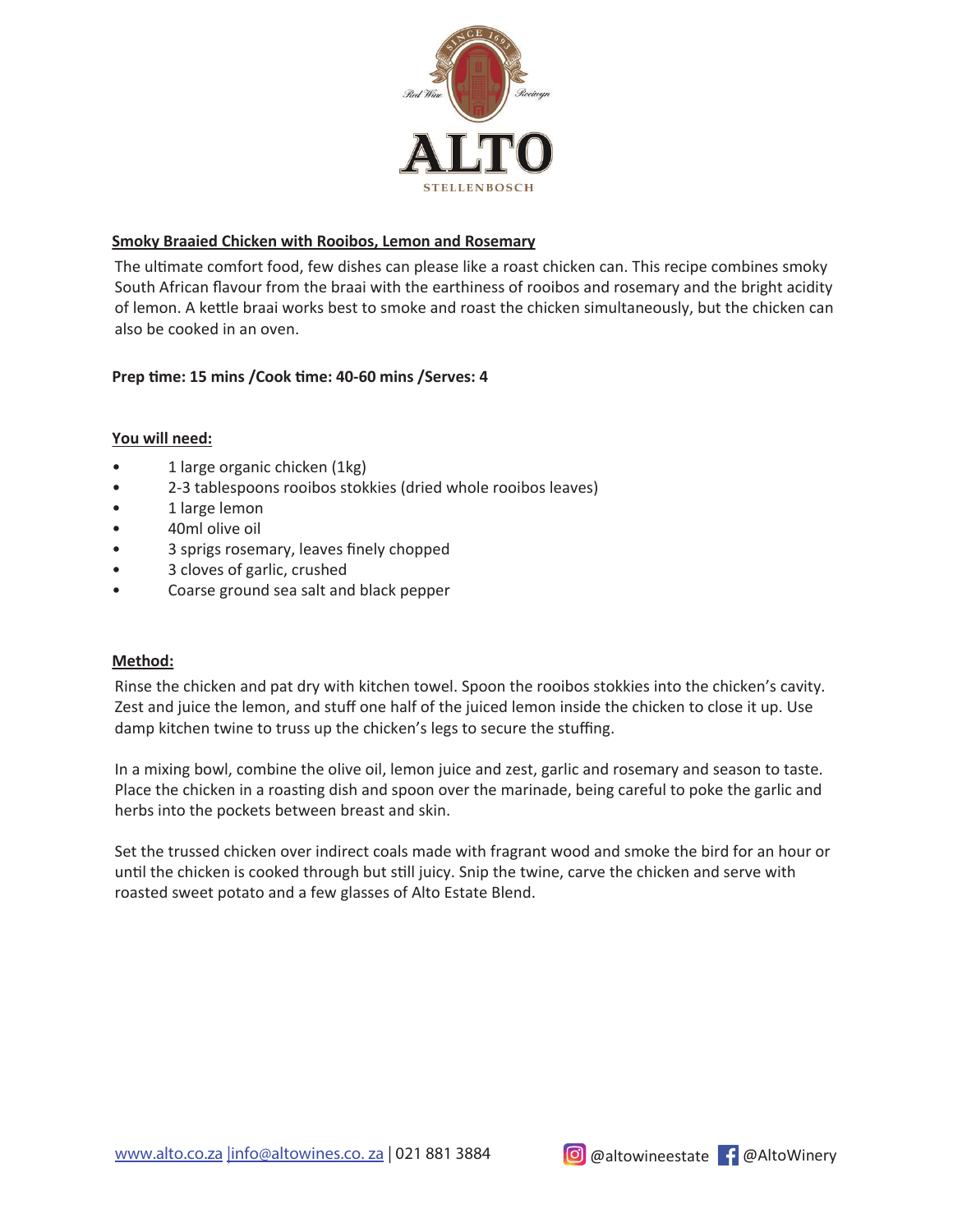ALTO

STELLENBOSCH

## Smoky Braaied Chicken with Rooibos, Lemon and Rosemary

The ultimate comfort food, few dishes can please like a roast chicken can. This recipe combines smoky South African flavour from the braai with the earthiness of rooibos and rosemary and the bright acidity of lemon. A kettle braai works best to smoke and roast the chicken simultaneously, but the chicken can also be cooked in an oven.

**Prep time: 15 mins /Cook time: 40-60 mins /Serves: 4**

### You will need:

- 1 large organic chicken (1kg)
- 2-3 tablespoons rooibos stokkies (dried whole rooibos leaves)
- 1 large lemon
- 40ml olive oil
- 3 sprigs rosemary, leaves finely chopped
- 3 cloves of garlic, crushed
- Coarse ground sea salt and black pepper

### Method:

Rinse the chicken and pat dry with kitchen towel. Spoon the rooibos stokkies into the chicken's cavity. Zest and juice the lemon, and stuff one half of the juiced lemon inside the chicken to close it up. Use damp kitchen twine to truss up the chicken's legs to secure the stuffing.

In a mixing bowl, combine the olive oil, lemon juice and zest, garlic and rosemary and season to taste. Place the chicken in a roasting dish and spoon over the marinade, being careful to poke the garlic and herbs into the pockets between breast and skin.

Set the trussed chicken over indirect coals made with fragrant wood and smoke the bird for an hour or until the chicken is cooked through but still juicy. Snip the twine, carve the chicken and serve with roasted sweet potato and a few glasses of Alto Estate Blend.

www.alto.co.za |info@altowines.co. za | 021 881 3884 @altowineestate @AltoWinery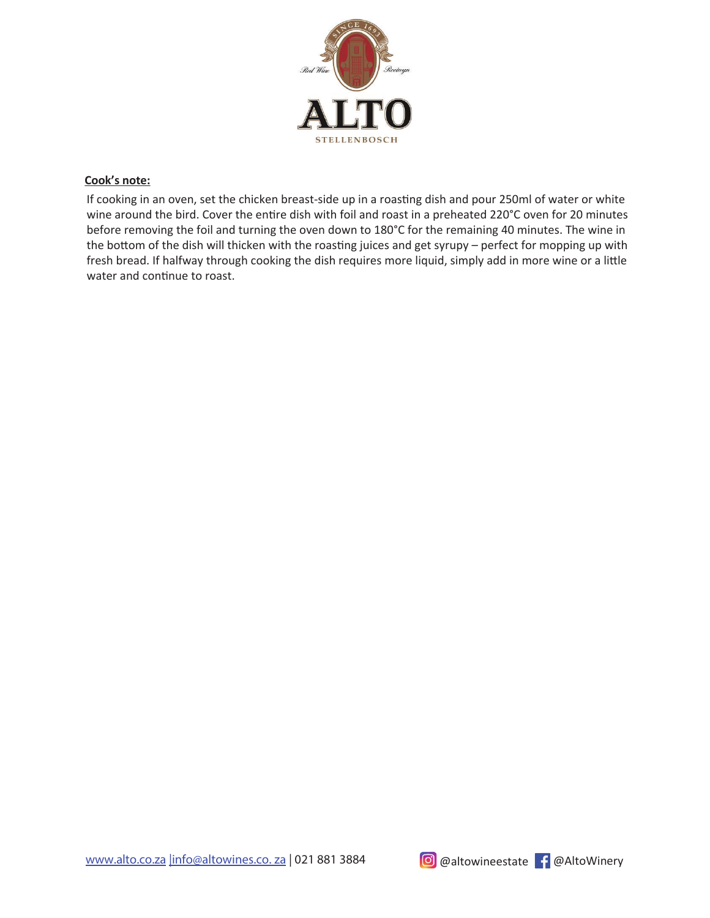**Cook's note:**

If cooking in an oven, set the chicken breast-side up in a roasting dish and pour 250ml of water or white wine around the bird. Cover the entire dish with foil and roast in a preheated 220°C oven for 20 minutes before removing the foil and turning the oven down to 180°C for the remaining 40 minutes. The wine in the bottom of the dish will thicken with the roasting juices and get syrupy – perfect for mopping up with fresh bread. If halfway through cooking the dish requires more liquid, simply add in more wine or a little water and continue to roast.